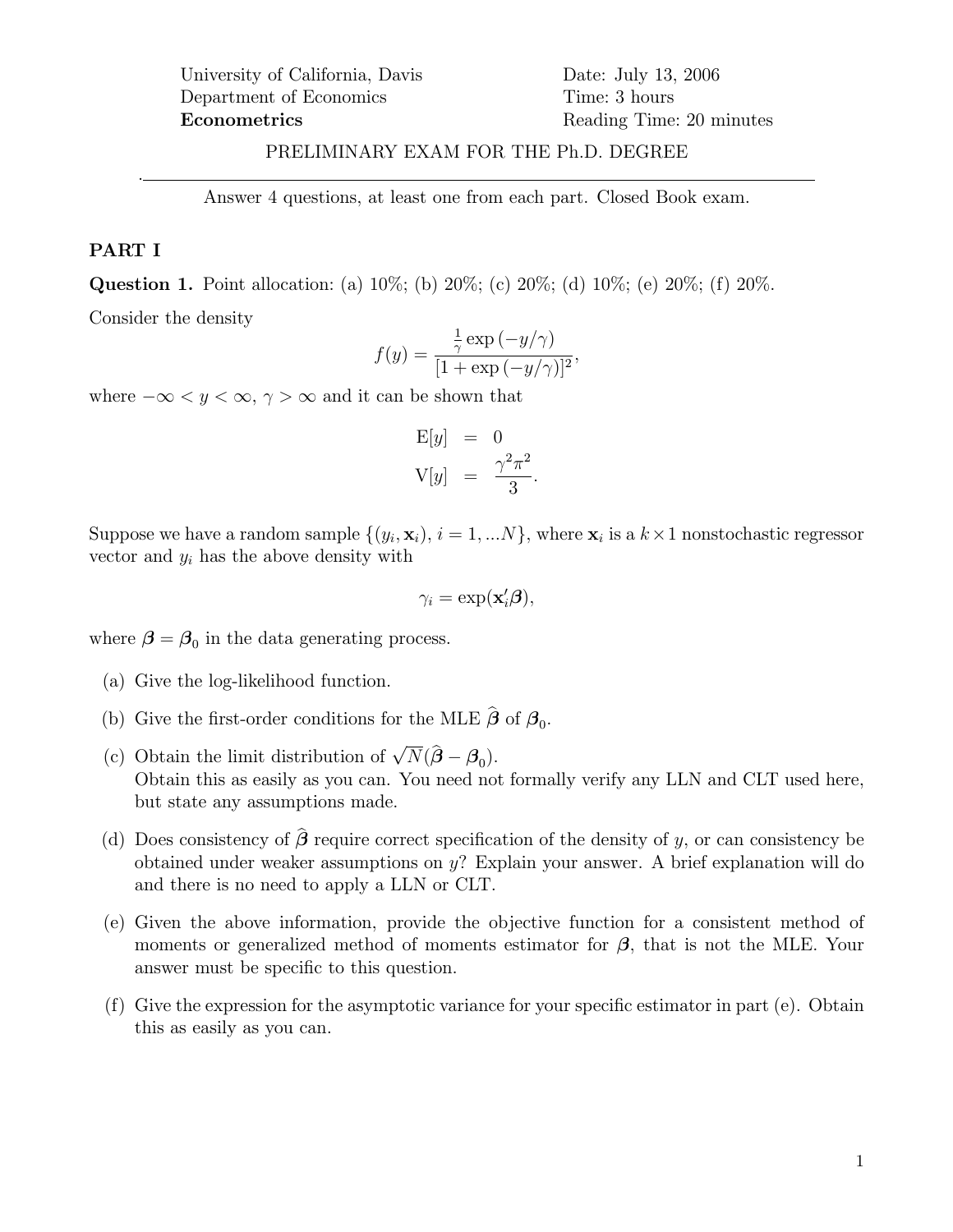University of California, Davis
Department of Economics
**Econometrics**

Date: July 13, 2006
Time: 3 hours
Reading Time: 20 minutes

PRELIMINARY EXAM FOR THE Ph.D. DEGREE

---

Answer 4 questions, at least one from each part. Closed Book exam.

## PART I

**Question 1.** Point allocation: (a) 10%; (b) 20%; (c) 20%; (d) 10%; (e) 20%; (f) 20%.

Consider the density

$$f(y) = \frac{\frac{1}{\gamma}\exp\left(-y/\gamma\right)}{\left[1+\exp\left(-y/\gamma\right)\right]^2},$$

where $-\infty < y < \infty$, $\gamma > \infty$ and it can be shown that

$$\begin{aligned} \mathrm{E}[y] &= 0 \\ \mathrm{V}[y] &= \frac{\gamma^2\pi^2}{3}. \end{aligned}$$

Suppose we have a random sample $\{(y_i, \mathbf{x}_i),\ i = 1, ...N\}$, where $\mathbf{x}_i$ is a $k \times 1$ nonstochastic regressor vector and $y_i$ has the above density with

$$\gamma_i = \exp(\mathbf{x}_i'\boldsymbol{\beta}),$$

where $\boldsymbol{\beta} = \boldsymbol{\beta}_0$ in the data generating process.

(a) Give the log-likelihood function.

(b) Give the first-order conditions for the MLE $\widehat{\boldsymbol{\beta}}$ of $\boldsymbol{\beta}_0$.

(c) Obtain the limit distribution of $\sqrt{N}(\widehat{\boldsymbol{\beta}} - \boldsymbol{\beta}_0)$.
Obtain this as easily as you can. You need not formally verify any LLN and CLT used here, but state any assumptions made.

(d) Does consistency of $\widehat{\boldsymbol{\beta}}$ require correct specification of the density of $y$, or can consistency be obtained under weaker assumptions on $y$? Explain your answer. A brief explanation will do and there is no need to apply a LLN or CLT.

(e) Given the above information, provide the objective function for a consistent method of moments or generalized method of moments estimator for $\boldsymbol{\beta}$, that is not the MLE. Your answer must be specific to this question.

(f) Give the expression for the asymptotic variance for your specific estimator in part (e). Obtain this as easily as you can.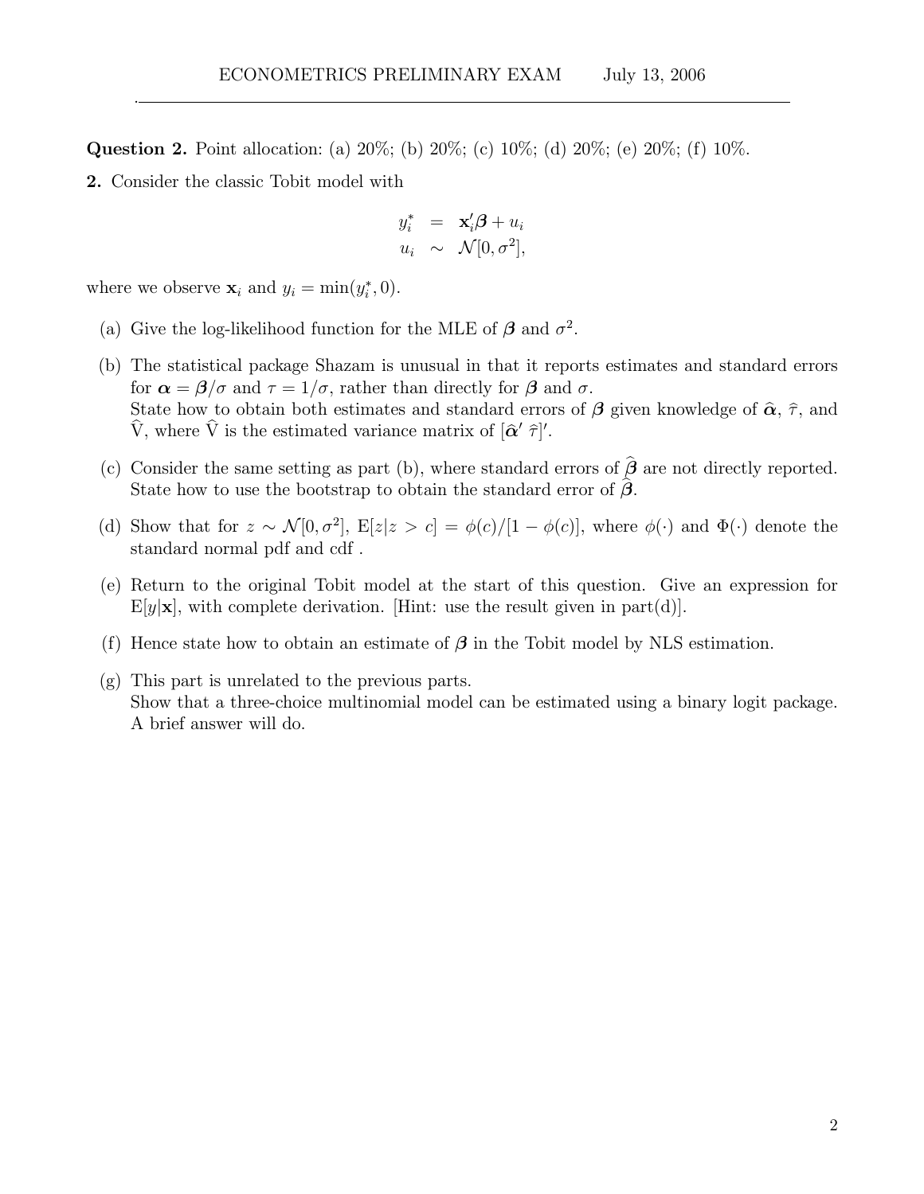**Question 2.** Point allocation: (a) 20%; (b) 20%; (c) 10%; (d) 20%; (e) 20%; (f) 10%.

**2.** Consider the classic Tobit model with

$$
\begin{aligned}
y_i^* &= \mathbf{x}_i'\boldsymbol{\beta} + u_i \\
u_i &\sim \mathcal{N}[0, \sigma^2],
\end{aligned}
$$

where we observe $\mathbf{x}_i$ and $y_i = \min(y_i^*, 0)$.

(a) Give the log-likelihood function for the MLE of $\boldsymbol{\beta}$ and $\sigma^2$.

(b) The statistical package Shazam is unusual in that it reports estimates and standard errors for $\boldsymbol{\alpha} = \boldsymbol{\beta}/\sigma$ and $\tau = 1/\sigma$, rather than directly for $\boldsymbol{\beta}$ and $\sigma$.
State how to obtain both estimates and standard errors of $\boldsymbol{\beta}$ given knowledge of $\widehat{\boldsymbol{\alpha}}$, $\widehat{\tau}$, and $\widehat{\mathrm{V}}$, where $\widehat{\mathrm{V}}$ is the estimated variance matrix of $[\widehat{\boldsymbol{\alpha}}' \ \widehat{\tau}]'$.

(c) Consider the same setting as part (b), where standard errors of $\widehat{\boldsymbol{\beta}}$ are not directly reported. State how to use the bootstrap to obtain the standard error of $\widehat{\boldsymbol{\beta}}$.

(d) Show that for $z \sim \mathcal{N}[0, \sigma^2]$, $\mathrm{E}[z|z > c] = \phi(c)/[1 - \phi(c)]$, where $\phi(\cdot)$ and $\Phi(\cdot)$ denote the standard normal pdf and cdf .

(e) Return to the original Tobit model at the start of this question. Give an expression for $\mathrm{E}[y|\mathbf{x}]$, with complete derivation. [Hint: use the result given in part(d)].

(f) Hence state how to obtain an estimate of $\boldsymbol{\beta}$ in the Tobit model by NLS estimation.

(g) This part is unrelated to the previous parts.
Show that a three-choice multinomial model can be estimated using a binary logit package. A brief answer will do.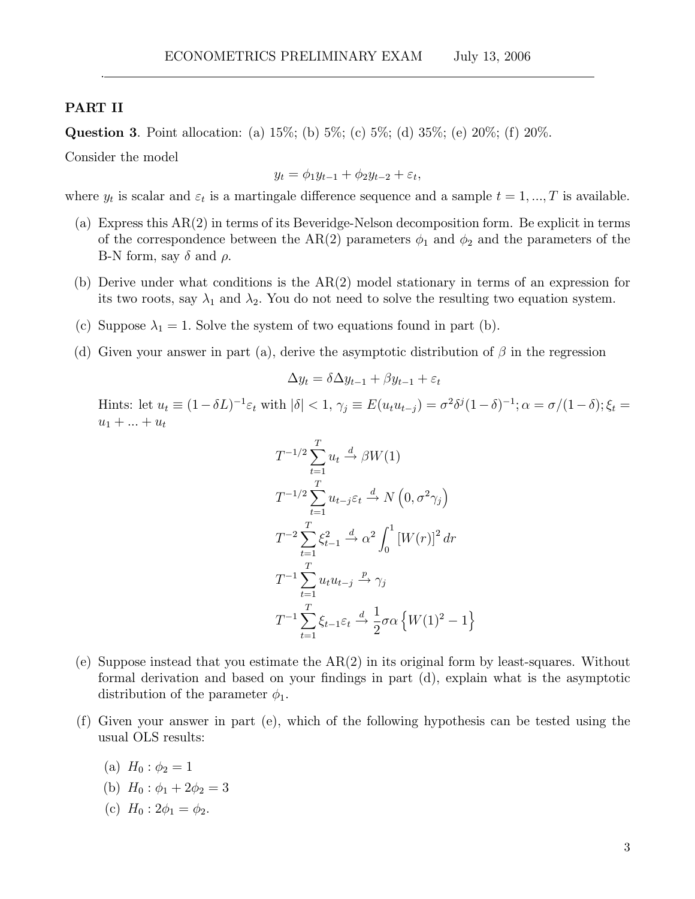## PART II

**Question 3**. Point allocation: (a) 15%; (b) 5%; (c) 5%; (d) 35%; (e) 20%; (f) 20%.

Consider the model

$$y_t = \phi_1 y_{t-1} + \phi_2 y_{t-2} + \varepsilon_t,$$

where $y_t$ is scalar and $\varepsilon_t$ is a martingale difference sequence and a sample $t = 1, ..., T$ is available.

(a) Express this AR(2) in terms of its Beveridge-Nelson decomposition form. Be explicit in terms of the correspondence between the AR(2) parameters $\phi_1$ and $\phi_2$ and the parameters of the B-N form, say $\delta$ and $\rho$.

(b) Derive under what conditions is the AR(2) model stationary in terms of an expression for its two roots, say $\lambda_1$ and $\lambda_2$. You do not need to solve the resulting two equation system.

(c) Suppose $\lambda_1 = 1$. Solve the system of two equations found in part (b).

(d) Given your answer in part (a), derive the asymptotic distribution of $\beta$ in the regression

$$\Delta y_t = \delta \Delta y_{t-1} + \beta y_{t-1} + \varepsilon_t$$

Hints: let $u_t \equiv (1 - \delta L)^{-1} \varepsilon_t$ with $|\delta| < 1$, $\gamma_j \equiv E(u_t u_{t-j}) = \sigma^2 \delta^j (1 - \delta)^{-1}$; $\alpha = \sigma/(1 - \delta)$; $\xi_t = u_1 + ... + u_t$

$$T^{-1/2} \sum_{t=1}^{T} u_t \xrightarrow{d} \beta W(1)$$

$$T^{-1/2} \sum_{t=1}^{T} u_{t-j} \varepsilon_t \xrightarrow{d} N\left(0, \sigma^2 \gamma_j\right)$$

$$T^{-2} \sum_{t=1}^{T} \xi_{t-1}^2 \xrightarrow{d} \alpha^2 \int_0^1 [W(r)]^2 \, dr$$

$$T^{-1} \sum_{t=1}^{T} u_t u_{t-j} \xrightarrow{p} \gamma_j$$

$$T^{-1} \sum_{t=1}^{T} \xi_{t-1} \varepsilon_t \xrightarrow{d} \frac{1}{2} \sigma \alpha \left\{ W(1)^2 - 1 \right\}$$

(e) Suppose instead that you estimate the AR(2) in its original form by least-squares. Without formal derivation and based on your findings in part (d), explain what is the asymptotic distribution of the parameter $\phi_1$.

(f) Given your answer in part (e), which of the following hypothesis can be tested using the usual OLS results:

(a) $H_0 : \phi_2 = 1$

(b) $H_0 : \phi_1 + 2\phi_2 = 3$

(c) $H_0 : 2\phi_1 = \phi_2$.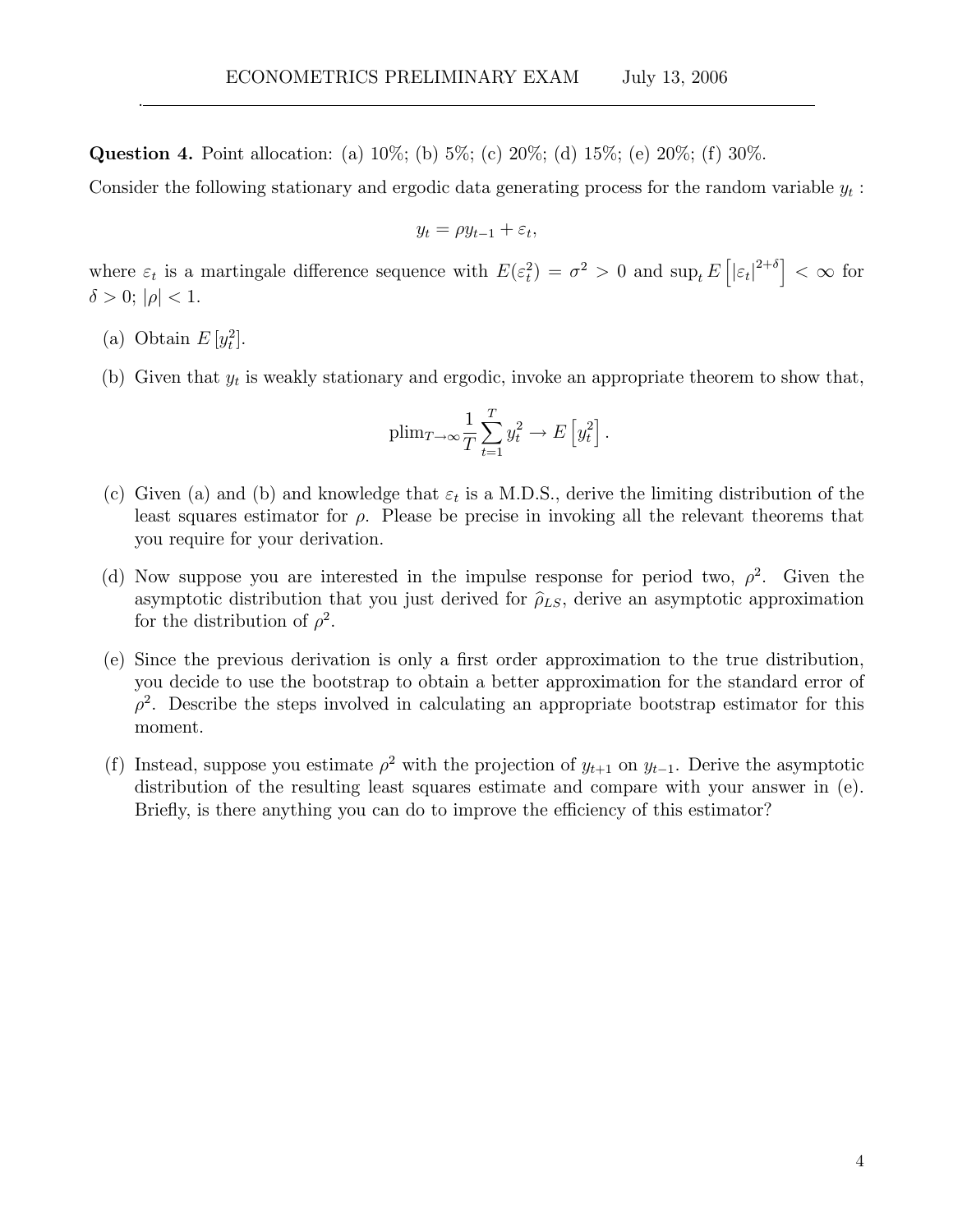**Question 4.** Point allocation: (a) 10%; (b) 5%; (c) 20%; (d) 15%; (e) 20%; (f) 30%.

Consider the following stationary and ergodic data generating process for the random variable $y_t$ :

$$y_t = \rho y_{t-1} + \varepsilon_t,$$

where $\varepsilon_t$ is a martingale difference sequence with $E(\varepsilon_t^2) = \sigma^2 > 0$ and $\sup_t E\left[|\varepsilon_t|^{2+\delta}\right] < \infty$ for $\delta > 0$; $|\rho| < 1$.

(a) Obtain $E\left[y_t^2\right]$.

(b) Given that $y_t$ is weakly stationary and ergodic, invoke an appropriate theorem to show that,

$$\text{plim}_{T\to\infty}\frac{1}{T}\sum_{t=1}^{T} y_t^2 \to E\left[y_t^2\right].$$

(c) Given (a) and (b) and knowledge that $\varepsilon_t$ is a M.D.S., derive the limiting distribution of the least squares estimator for $\rho$. Please be precise in invoking all the relevant theorems that you require for your derivation.

(d) Now suppose you are interested in the impulse response for period two, $\rho^2$. Given the asymptotic distribution that you just derived for $\widehat{\rho}_{LS}$, derive an asymptotic approximation for the distribution of $\rho^2$.

(e) Since the previous derivation is only a first order approximation to the true distribution, you decide to use the bootstrap to obtain a better approximation for the standard error of $\rho^2$. Describe the steps involved in calculating an appropriate bootstrap estimator for this moment.

(f) Instead, suppose you estimate $\rho^2$ with the projection of $y_{t+1}$ on $y_{t-1}$. Derive the asymptotic distribution of the resulting least squares estimate and compare with your answer in (e). Briefly, is there anything you can do to improve the efficiency of this estimator?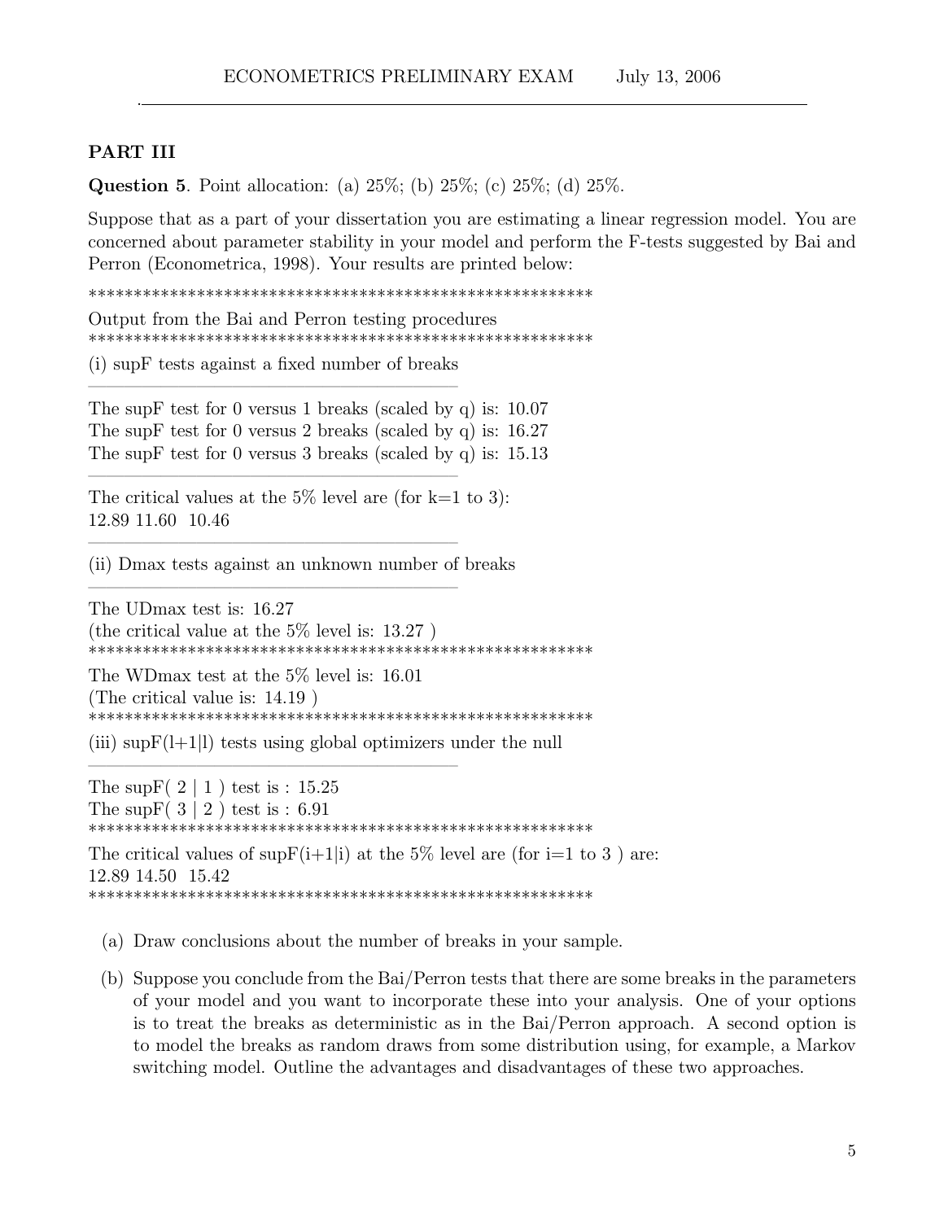## PART III

**Question 5**. Point allocation: (a) 25%; (b) 25%; (c) 25%; (d) 25%.

Suppose that as a part of your dissertation you are estimating a linear regression model. You are concerned about parameter stability in your model and perform the F-tests suggested by Bai and Perron (Econometrica, 1998). Your results are printed below:

```
*********************************************************
Output from the Bai and Perron testing procedures
*********************************************************
(i) supF tests against a fixed number of breaks
-------------------------------------------------
The supF test for 0 versus 1 breaks (scaled by q) is: 10.07
The supF test for 0 versus 2 breaks (scaled by q) is: 16.27
The supF test for 0 versus 3 breaks (scaled by q) is: 15.13
-------------------------------------------------
The critical values at the 5% level are (for k=1 to 3):
12.89 11.60  10.46
-------------------------------------------------
(ii) Dmax tests against an unknown number of breaks
-------------------------------------------------
The UDmax test is: 16.27
(the critical value at the 5% level is: 13.27 )
*********************************************************
The WDmax test at the 5% level is: 16.01
(The critical value is: 14.19 )
*********************************************************
(iii) supF(l+1|l) tests using global optimizers under the null
-------------------------------------------------
The supF( 2 | 1 ) test is : 15.25
The supF( 3 | 2 ) test is : 6.91
*********************************************************
The critical values of supF(i+1|i) at the 5% level are (for i=1 to 3 ) are:
12.89 14.50  15.42
*********************************************************
```

(a) Draw conclusions about the number of breaks in your sample.

(b) Suppose you conclude from the Bai/Perron tests that there are some breaks in the parameters of your model and you want to incorporate these into your analysis. One of your options is to treat the breaks as deterministic as in the Bai/Perron approach. A second option is to model the breaks as random draws from some distribution using, for example, a Markov switching model. Outline the advantages and disadvantages of these two approaches.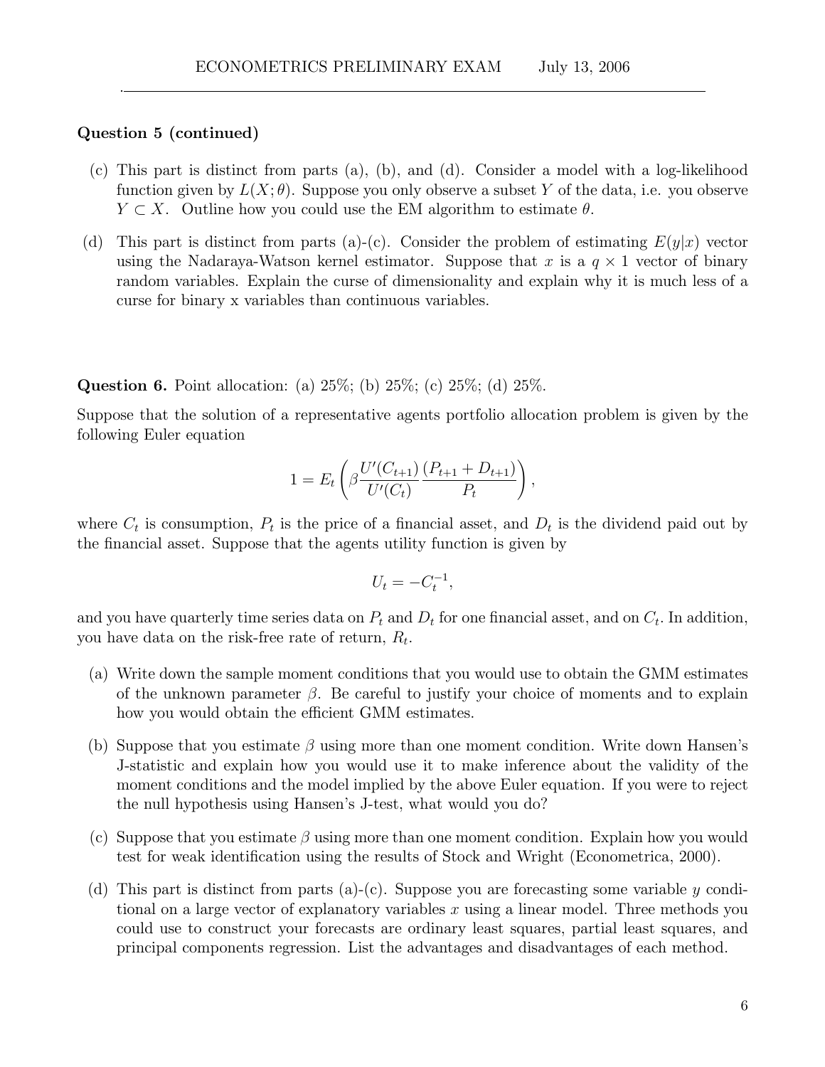**Question 5 (continued)**

(c) This part is distinct from parts (a), (b), and (d). Consider a model with a log-likelihood function given by $L(X;\theta)$. Suppose you only observe a subset $Y$ of the data, i.e. you observe $Y \subset X$. Outline how you could use the EM algorithm to estimate $\theta$.

(d) This part is distinct from parts (a)-(c). Consider the problem of estimating $E(y|x)$ vector using the Nadaraya-Watson kernel estimator. Suppose that $x$ is a $q \times 1$ vector of binary random variables. Explain the curse of dimensionality and explain why it is much less of a curse for binary x variables than continuous variables.

**Question 6.** Point allocation: (a) 25%; (b) 25%; (c) 25%; (d) 25%.

Suppose that the solution of a representative agents portfolio allocation problem is given by the following Euler equation

$$1 = E_t\left(\beta \frac{U'(C_{t+1})}{U'(C_t)} \frac{(P_{t+1} + D_{t+1})}{P_t}\right),$$

where $C_t$ is consumption, $P_t$ is the price of a financial asset, and $D_t$ is the dividend paid out by the financial asset. Suppose that the agents utility function is given by

$$U_t = -C_t^{-1},$$

and you have quarterly time series data on $P_t$ and $D_t$ for one financial asset, and on $C_t$. In addition, you have data on the risk-free rate of return, $R_t$.

(a) Write down the sample moment conditions that you would use to obtain the GMM estimates of the unknown parameter $\beta$. Be careful to justify your choice of moments and to explain how you would obtain the efficient GMM estimates.

(b) Suppose that you estimate $\beta$ using more than one moment condition. Write down Hansen's J-statistic and explain how you would use it to make inference about the validity of the moment conditions and the model implied by the above Euler equation. If you were to reject the null hypothesis using Hansen's J-test, what would you do?

(c) Suppose that you estimate $\beta$ using more than one moment condition. Explain how you would test for weak identification using the results of Stock and Wright (Econometrica, 2000).

(d) This part is distinct from parts (a)-(c). Suppose you are forecasting some variable $y$ conditional on a large vector of explanatory variables $x$ using a linear model. Three methods you could use to construct your forecasts are ordinary least squares, partial least squares, and principal components regression. List the advantages and disadvantages of each method.